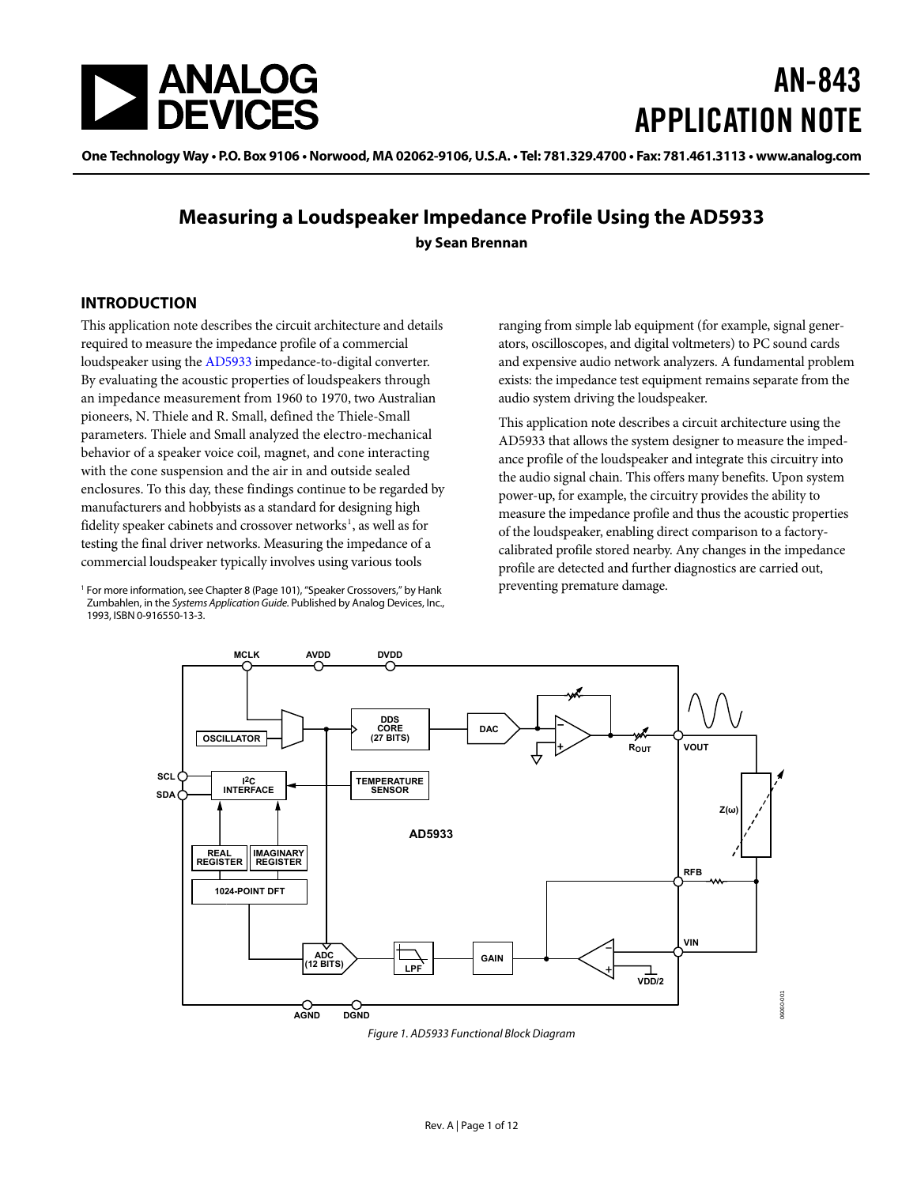# AN-843 APPLICATION NOTE

One Technology Way • P.O. Box 9106 • Norwood, MA 02062-9106, U.S.A. • Tel: 781.329.4700 • Fax: 781.461.3113 • www.analog.com

## Measuring a Loudspeaker Impedance Profile Using the AD5933

**by Sean Brennan**

### INTRODUCTION

This application note describes the circuit architecture and details required to measure the impedance profile of a commercial loudspeaker using the AD5933 impedance-to-digital converter. By evaluating the acoustic properties of loudspeakers through an impedance measurement from 1960 to 1970, two Australian pioneers, N. Thiele and R. Small, defined the Thiele-Small parameters. Thiele and Small analyzed the electro-mechanical behavior of a speaker voice coil, magnet, and cone interacting with the cone suspension and the air in and outside sealed enclosures. To this day, these findings continue to be regarded by manufacturers and hobbyists as a standard for designing high fidelity speaker cabinets and crossover networks[1], as well as for testing the final driver networks. Measuring the impedance of a commercial loudspeaker typically involves using various tools ranging from simple lab equipment (for example, signal generators, oscilloscopes, and digital voltmeters) to PC sound cards and expensive audio network analyzers. A fundamental problem exists: the impedance test equipment remains separate from the audio system driving the loudspeaker.

This application note describes a circuit architecture using the AD5933 that allows the system designer to measure the impedance profile of the loudspeaker and integrate this circuitry into the audio signal chain. This offers many benefits. Upon system power-up, for example, the circuitry provides the ability to measure the impedance profile and thus the acoustic properties of the loudspeaker, enabling direct comparison to a factory-calibrated profile stored nearby. Any changes in the impedance profile are detected and further diagnostics are carried out, preventing premature damage.

[1] For more information, see Chapter 8 (Page 101), "Speaker Crossovers," by Hank Zumbahlen, in the *Systems Application Guide*. Published by Analog Devices, Inc., 1993, ISBN 0-916550-13-3.

*Figure 1. AD5933 Functional Block Diagram*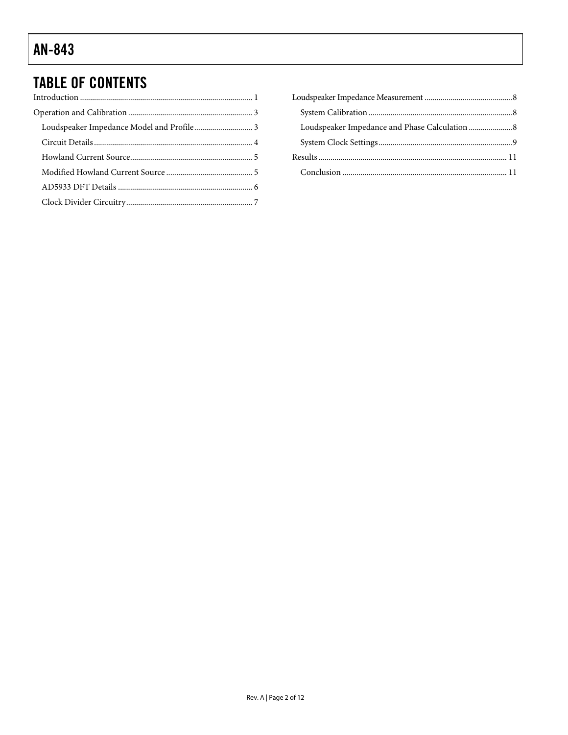## TABLE OF CONTENTS

Introduction .................................................................................... 1

Operation and Calibration ............................................................. 3

  Loudspeaker Impedance Model and Profile............................ 3

  Circuit Details............................................................................. 4

  Howland Current Source........................................................... 5

  Modified Howland Current Source .......................................... 5

  AD5933 DFT Details ................................................................. 6

  Clock Divider Circuitry.............................................................. 7

Loudspeaker Impedance Measurement ...........................................8

  System Calibration ......................................................................8

  Loudspeaker Impedance and Phase Calculation .....................8

  System Clock Settings.................................................................9

Results ............................................................................................ 11

  Conclusion ................................................................................ 11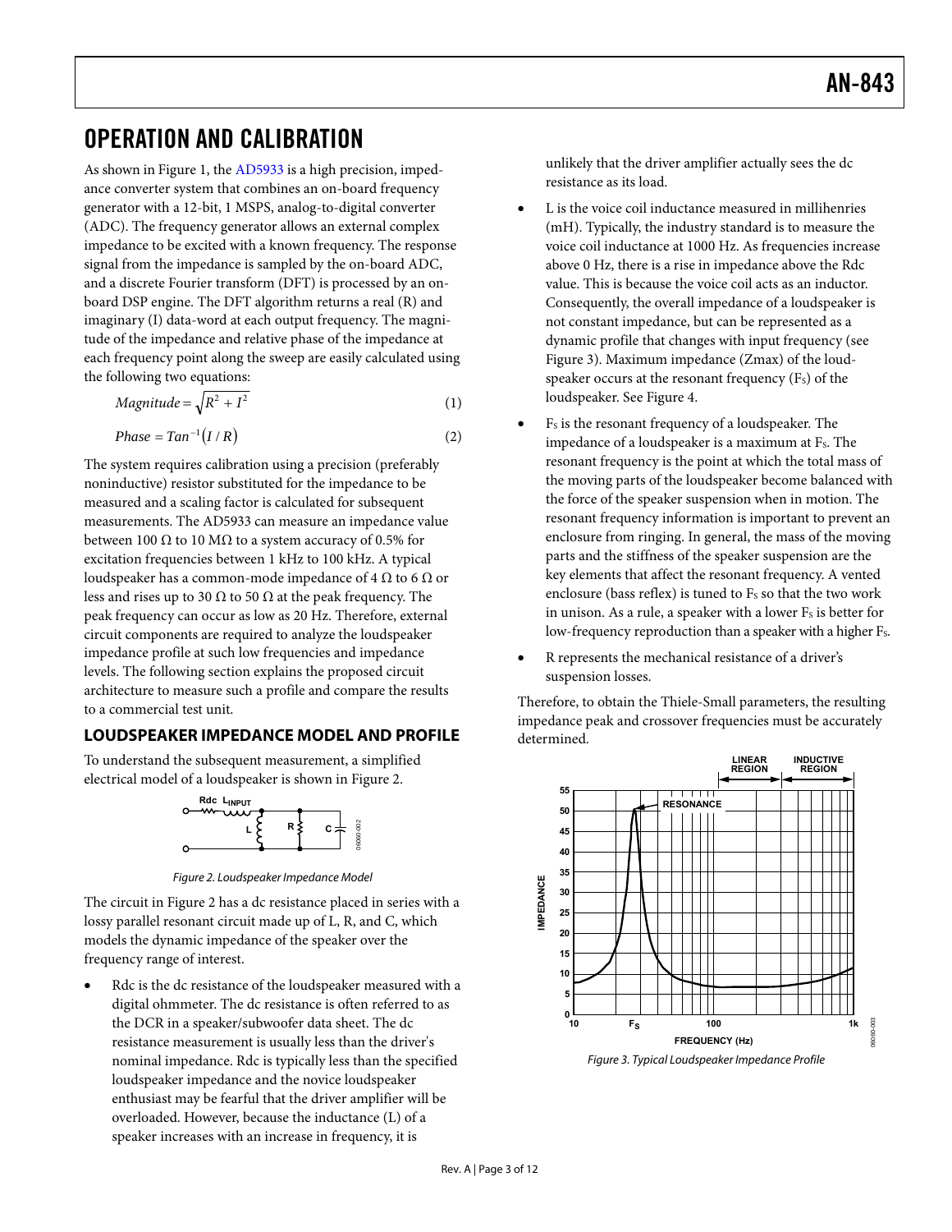## OPERATION AND CALIBRATION

As shown in Figure 1, the AD5933 is a high precision, impedance converter system that combines an on-board frequency generator with a 12-bit, 1 MSPS, analog-to-digital converter (ADC). The frequency generator allows an external complex impedance to be excited with a known frequency. The response signal from the impedance is sampled by the on-board ADC, and a discrete Fourier transform (DFT) is processed by an on-board DSP engine. The DFT algorithm returns a real (R) and imaginary (I) data-word at each output frequency. The magnitude of the impedance and relative phase of the impedance at each frequency point along the sweep are easily calculated using the following two equations:

$$Magnitude = \sqrt{R^2 + I^2} \quad (1)$$

$$Phase = Tan^{-1}(I/R) \quad (2)$$

The system requires calibration using a precision (preferably noninductive) resistor substituted for the impedance to be measured and a scaling factor is calculated for subsequent measurements. The AD5933 can measure an impedance value between 100 Ω to 10 MΩ to a system accuracy of 0.5% for excitation frequencies between 1 kHz to 100 kHz. A typical loudspeaker has a common-mode impedance of 4 Ω to 6 Ω or less and rises up to 30 Ω to 50 Ω at the peak frequency. The peak frequency can occur as low as 20 Hz. Therefore, external circuit components are required to analyze the loudspeaker impedance profile at such low frequencies and impedance levels. The following section explains the proposed circuit architecture to measure such a profile and compare the results to a commercial test unit.

### LOUDSPEAKER IMPEDANCE MODEL AND PROFILE

To understand the subsequent measurement, a simplified electrical model of a loudspeaker is shown in Figure 2.

*Figure 2. Loudspeaker Impedance Model*

The circuit in Figure 2 has a dc resistance placed in series with a lossy parallel resonant circuit made up of L, R, and C, which models the dynamic impedance of the speaker over the frequency range of interest.

- Rdc is the dc resistance of the loudspeaker measured with a digital ohmmeter. The dc resistance is often referred to as the DCR in a speaker/subwoofer data sheet. The dc resistance measurement is usually less than the driver's nominal impedance. Rdc is typically less than the specified loudspeaker impedance and the novice loudspeaker enthusiast may be fearful that the driver amplifier will be overloaded. However, because the inductance (L) of a speaker increases with an increase in frequency, it is unlikely that the driver amplifier actually sees the dc resistance as its load.
- L is the voice coil inductance measured in millihenries (mH). Typically, the industry standard is to measure the voice coil inductance at 1000 Hz. As frequencies increase above 0 Hz, there is a rise in impedance above the Rdc value. This is because the voice coil acts as an inductor. Consequently, the overall impedance of a loudspeaker is not constant impedance, but can be represented as a dynamic profile that changes with input frequency (see Figure 3). Maximum impedance (Zmax) of the loudspeaker occurs at the resonant frequency ($F_S$) of the loudspeaker. See Figure 4.
- $F_S$ is the resonant frequency of a loudspeaker. The impedance of a loudspeaker is a maximum at $F_S$. The resonant frequency is the point at which the total mass of the moving parts of the loudspeaker become balanced with the force of the speaker suspension when in motion. The resonant frequency information is important to prevent an enclosure from ringing. In general, the mass of the moving parts and the stiffness of the speaker suspension are the key elements that affect the resonant frequency. A vented enclosure (bass reflex) is tuned to $F_S$ so that the two work in unison. As a rule, a speaker with a lower $F_S$ is better for low-frequency reproduction than a speaker with a higher $F_S$.
- R represents the mechanical resistance of a driver's suspension losses.

Therefore, to obtain the Thiele-Small parameters, the resulting impedance peak and crossover frequencies must be accurately determined.

*Figure 3. Typical Loudspeaker Impedance Profile*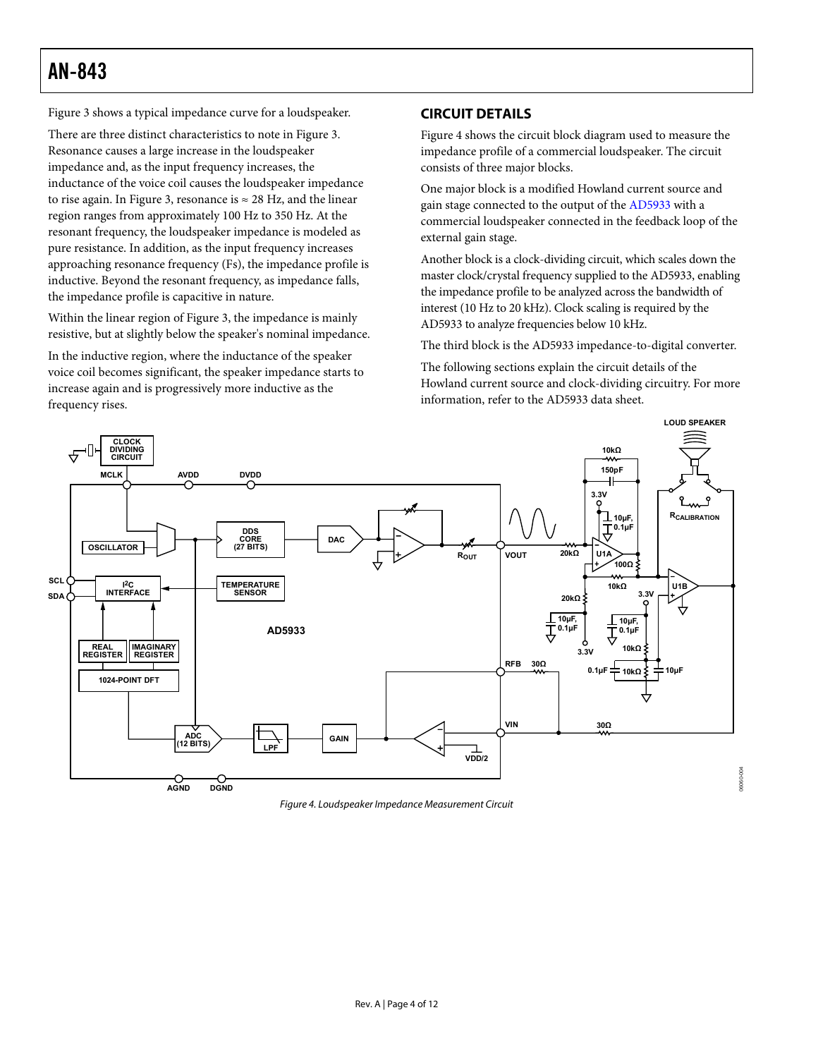Figure 3 shows a typical impedance curve for a loudspeaker.

There are three distinct characteristics to note in Figure 3. Resonance causes a large increase in the loudspeaker impedance and, as the input frequency increases, the inductance of the voice coil causes the loudspeaker impedance to rise again. In Figure 3, resonance is ≈ 28 Hz, and the linear region ranges from approximately 100 Hz to 350 Hz. At the resonant frequency, the loudspeaker impedance is modeled as pure resistance. In addition, as the input frequency increases approaching resonance frequency (Fs), the impedance profile is inductive. Beyond the resonant frequency, as impedance falls, the impedance profile is capacitive in nature.

Within the linear region of Figure 3, the impedance is mainly resistive, but at slightly below the speaker's nominal impedance.

In the inductive region, where the inductance of the speaker voice coil becomes significant, the speaker impedance starts to increase again and is progressively more inductive as the frequency rises.

## CIRCUIT DETAILS

Figure 4 shows the circuit block diagram used to measure the impedance profile of a commercial loudspeaker. The circuit consists of three major blocks.

One major block is a modified Howland current source and gain stage connected to the output of the AD5933 with a commercial loudspeaker connected in the feedback loop of the external gain stage.

Another block is a clock-dividing circuit, which scales down the master clock/crystal frequency supplied to the AD5933, enabling the impedance profile to be analyzed across the bandwidth of interest (10 Hz to 20 kHz). Clock scaling is required by the AD5933 to analyze frequencies below 10 kHz.

The third block is the AD5933 impedance-to-digital converter.

The following sections explain the circuit details of the Howland current source and clock-dividing circuitry. For more information, refer to the AD5933 data sheet.

*Figure 4. Loudspeaker Impedance Measurement Circuit*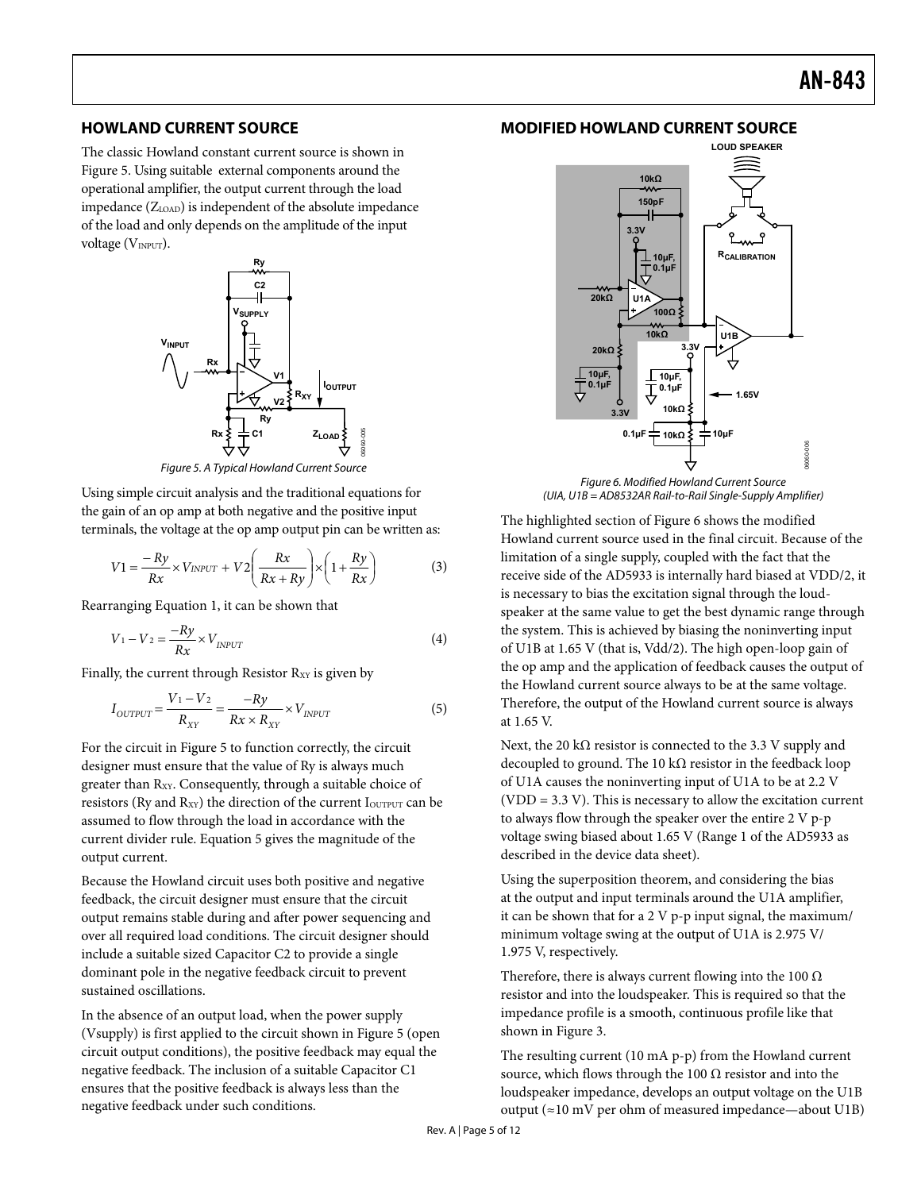## HOWLAND CURRENT SOURCE

The classic Howland constant current source is shown in Figure 5. Using suitable external components around the operational amplifier, the output current through the load impedance ($Z_{LOAD}$) is independent of the absolute impedance of the load and only depends on the amplitude of the input voltage ($V_{INPUT}$).

*Figure 5. A Typical Howland Current Source*

Using simple circuit analysis and the traditional equations for the gain of an op amp at both negative and the positive input terminals, the voltage at the op amp output pin can be written as:

$$V1 = \frac{-Ry}{Rx} \times V_{INPUT} + V2\left(\frac{Rx}{Rx + Ry}\right) \times \left(1 + \frac{Ry}{Rx}\right) \quad (3)$$

Rearranging Equation 1, it can be shown that

$$V_1 - V_2 = \frac{-Ry}{Rx} \times V_{INPUT} \quad (4)$$

Finally, the current through Resistor $R_{XY}$ is given by

$$I_{OUTPUT} = \frac{V_1 - V_2}{R_{XY}} = \frac{-Ry}{Rx \times R_{XY}} \times V_{INPUT} \quad (5)$$

For the circuit in Figure 5 to function correctly, the circuit designer must ensure that the value of Ry is always much greater than $R_{XY}$. Consequently, through a suitable choice of resistors (Ry and $R_{XY}$) the direction of the current $I_{OUTPUT}$ can be assumed to flow through the load in accordance with the current divider rule. Equation 5 gives the magnitude of the output current.

Because the Howland circuit uses both positive and negative feedback, the circuit designer must ensure that the circuit output remains stable during and after power sequencing and over all required load conditions. The circuit designer should include a suitable sized Capacitor C2 to provide a single dominant pole in the negative feedback circuit to prevent sustained oscillations.

In the absence of an output load, when the power supply (Vsupply) is first applied to the circuit shown in Figure 5 (open circuit output conditions), the positive feedback may equal the negative feedback. The inclusion of a suitable Capacitor C1 ensures that the positive feedback is always less than the negative feedback under such conditions.

## MODIFIED HOWLAND CURRENT SOURCE

*Figure 6. Modified Howland Current Source (UIA, U1B = AD8532AR Rail-to-Rail Single-Supply Amplifier)*

The highlighted section of Figure 6 shows the modified Howland current source used in the final circuit. Because of the limitation of a single supply, coupled with the fact that the receive side of the AD5933 is internally hard biased at VDD/2, it is necessary to bias the excitation signal through the loudspeaker at the same value to get the best dynamic range through the system. This is achieved by biasing the noninverting input of U1B at 1.65 V (that is, Vdd/2). The high open-loop gain of the op amp and the application of feedback causes the output of the Howland current source always to be at the same voltage. Therefore, the output of the Howland current source is always at 1.65 V.

Next, the 20 kΩ resistor is connected to the 3.3 V supply and decoupled to ground. The 10 kΩ resistor in the feedback loop of U1A causes the noninverting input of U1A to be at 2.2 V (VDD = 3.3 V). This is necessary to allow the excitation current to always flow through the speaker over the entire 2 V p-p voltage swing biased about 1.65 V (Range 1 of the AD5933 as described in the device data sheet).

Using the superposition theorem, and considering the bias at the output and input terminals around the U1A amplifier, it can be shown that for a 2 V p-p input signal, the maximum/minimum voltage swing at the output of U1A is 2.975 V/ 1.975 V, respectively.

Therefore, there is always current flowing into the 100 Ω resistor and into the loudspeaker. This is required so that the impedance profile is a smooth, continuous profile like that shown in Figure 3.

The resulting current (10 mA p-p) from the Howland current source, which flows through the 100 Ω resistor and into the loudspeaker impedance, develops an output voltage on the U1B output (≈10 mV per ohm of measured impedance—about U1B)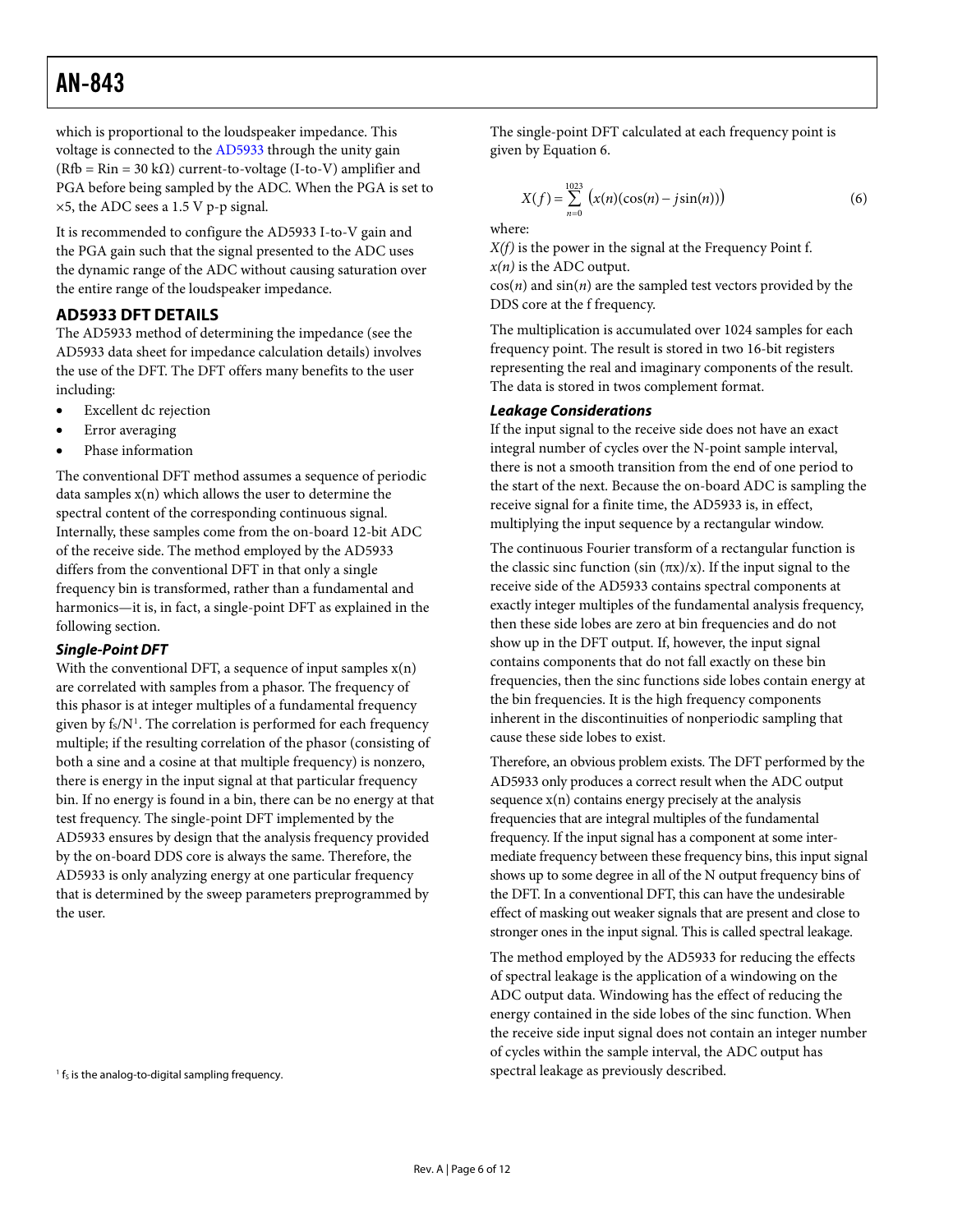which is proportional to the loudspeaker impedance. This voltage is connected to the AD5933 through the unity gain (Rfb = Rin = 30 kΩ) current-to-voltage (I-to-V) amplifier and PGA before being sampled by the ADC. When the PGA is set to ×5, the ADC sees a 1.5 V p-p signal.

It is recommended to configure the AD5933 I-to-V gain and the PGA gain such that the signal presented to the ADC uses the dynamic range of the ADC without causing saturation over the entire range of the loudspeaker impedance.

## AD5933 DFT DETAILS

The AD5933 method of determining the impedance (see the AD5933 data sheet for impedance calculation details) involves the use of the DFT. The DFT offers many benefits to the user including:

- Excellent dc rejection
- Error averaging
- Phase information

The conventional DFT method assumes a sequence of periodic data samples x(n) which allows the user to determine the spectral content of the corresponding continuous signal. Internally, these samples come from the on-board 12-bit ADC of the receive side. The method employed by the AD5933 differs from the conventional DFT in that only a single frequency bin is transformed, rather than a fundamental and harmonics—it is, in fact, a single-point DFT as explained in the following section.

### *Single-Point DFT*

With the conventional DFT, a sequence of input samples x(n) are correlated with samples from a phasor. The frequency of this phasor is at integer multiples of a fundamental frequency given by $f_S/N$[1]. The correlation is performed for each frequency multiple; if the resulting correlation of the phasor (consisting of both a sine and a cosine at that multiple frequency) is nonzero, there is energy in the input signal at that particular frequency bin. If no energy is found in a bin, there can be no energy at that test frequency. The single-point DFT implemented by the AD5933 ensures by design that the analysis frequency provided by the on-board DDS core is always the same. Therefore, the AD5933 is only analyzing energy at one particular frequency that is determined by the sweep parameters preprogrammed by the user.

[1] $f_S$ is the analog-to-digital sampling frequency.

The single-point DFT calculated at each frequency point is given by Equation 6.

$$X(f) = \sum_{n=0}^{1023} \left( x(n)(\cos(n) - j\sin(n)) \right) \tag{6}$$

where:
*X(f)* is the power in the signal at the Frequency Point f.
*x(n)* is the ADC output.
cos(*n*) and sin(*n*) are the sampled test vectors provided by the DDS core at the f frequency.

The multiplication is accumulated over 1024 samples for each frequency point. The result is stored in two 16-bit registers representing the real and imaginary components of the result. The data is stored in twos complement format.

### *Leakage Considerations*

If the input signal to the receive side does not have an exact integral number of cycles over the N-point sample interval, there is not a smooth transition from the end of one period to the start of the next. Because the on-board ADC is sampling the receive signal for a finite time, the AD5933 is, in effect, multiplying the input sequence by a rectangular window.

The continuous Fourier transform of a rectangular function is the classic sinc function (sin (πx)/x). If the input signal to the receive side of the AD5933 contains spectral components at exactly integer multiples of the fundamental analysis frequency, then these side lobes are zero at bin frequencies and do not show up in the DFT output. If, however, the input signal contains components that do not fall exactly on these bin frequencies, then the sinc functions side lobes contain energy at the bin frequencies. It is the high frequency components inherent in the discontinuities of nonperiodic sampling that cause these side lobes to exist.

Therefore, an obvious problem exists. The DFT performed by the AD5933 only produces a correct result when the ADC output sequence x(n) contains energy precisely at the analysis frequencies that are integral multiples of the fundamental frequency. If the input signal has a component at some intermediate frequency between these frequency bins, this input signal shows up to some degree in all of the N output frequency bins of the DFT. In a conventional DFT, this can have the undesirable effect of masking out weaker signals that are present and close to stronger ones in the input signal. This is called spectral leakage.

The method employed by the AD5933 for reducing the effects of spectral leakage is the application of a windowing on the ADC output data. Windowing has the effect of reducing the energy contained in the side lobes of the sinc function. When the receive side input signal does not contain an integer number of cycles within the sample interval, the ADC output has spectral leakage as previously described.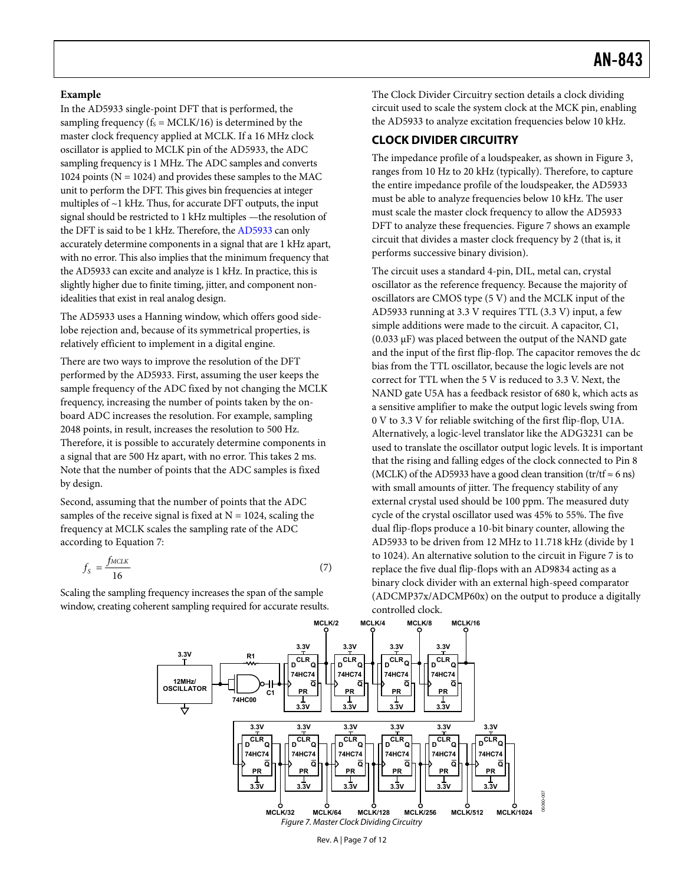**Example**

In the AD5933 single-point DFT that is performed, the sampling frequency ($f_S$ = MCLK/16) is determined by the master clock frequency applied at MCLK. If a 16 MHz clock oscillator is applied to MCLK pin of the AD5933, the ADC sampling frequency is 1 MHz. The ADC samples and converts 1024 points (N = 1024) and provides these samples to the MAC unit to perform the DFT. This gives bin frequencies at integer multiples of ~1 kHz. Thus, for accurate DFT outputs, the input signal should be restricted to 1 kHz multiples —the resolution of the DFT is said to be 1 kHz. Therefore, the AD5933 can only accurately determine components in a signal that are 1 kHz apart, with no error. This also implies that the minimum frequency that the AD5933 can excite and analyze is 1 kHz. In practice, this is slightly higher due to finite timing, jitter, and component non-idealities that exist in real analog design.

The AD5933 uses a Hanning window, which offers good side-lobe rejection and, because of its symmetrical properties, is relatively efficient to implement in a digital engine.

There are two ways to improve the resolution of the DFT performed by the AD5933. First, assuming the user keeps the sample frequency of the ADC fixed by not changing the MCLK frequency, increasing the number of points taken by the on-board ADC increases the resolution. For example, sampling 2048 points, in result, increases the resolution to 500 Hz. Therefore, it is possible to accurately determine components in a signal that are 500 Hz apart, with no error. This takes 2 ms. Note that the number of points that the ADC samples is fixed by design.

Second, assuming that the number of points that the ADC samples of the receive signal is fixed at N = 1024, scaling the frequency at MCLK scales the sampling rate of the ADC according to Equation 7:

$$f_S = \frac{f_{MCLK}}{16} \tag{7}$$

Scaling the sampling frequency increases the span of the sample window, creating coherent sampling required for accurate results.

The Clock Divider Circuitry section details a clock dividing circuit used to scale the system clock at the MCK pin, enabling the AD5933 to analyze excitation frequencies below 10 kHz.

## CLOCK DIVIDER CIRCUITRY

The impedance profile of a loudspeaker, as shown in Figure 3, ranges from 10 Hz to 20 kHz (typically). Therefore, to capture the entire impedance profile of the loudspeaker, the AD5933 must be able to analyze frequencies below 10 kHz. The user must scale the master clock frequency to allow the AD5933 DFT to analyze these frequencies. Figure 7 shows an example circuit that divides a master clock frequency by 2 (that is, it performs successive binary division).

The circuit uses a standard 4-pin, DIL, metal can, crystal oscillator as the reference frequency. Because the majority of oscillators are CMOS type (5 V) and the MCLK input of the AD5933 running at 3.3 V requires TTL (3.3 V) input, a few simple additions were made to the circuit. A capacitor, C1, (0.033 µF) was placed between the output of the NAND gate and the input of the first flip-flop. The capacitor removes the dc bias from the TTL oscillator, because the logic levels are not correct for TTL when the 5 V is reduced to 3.3 V. Next, the NAND gate U5A has a feedback resistor of 680 k, which acts as a sensitive amplifier to make the output logic levels swing from 0 V to 3.3 V for reliable switching of the first flip-flop, U1A. Alternatively, a logic-level translator like the ADG3231 can be used to translate the oscillator output logic levels. It is important that the rising and falling edges of the clock connected to Pin 8 (MCLK) of the AD5933 have a good clean transition (tr/tf ≈ 6 ns) with small amounts of jitter. The frequency stability of any external crystal used should be 100 ppm. The measured duty cycle of the crystal oscillator used was 45% to 55%. The five dual flip-flops produce a 10-bit binary counter, allowing the AD5933 to be driven from 12 MHz to 11.718 kHz (divide by 1 to 1024). An alternative solution to the circuit in Figure 7 is to replace the five dual flip-flops with an AD9834 acting as a binary clock divider with an external high-speed comparator (ADCMP37x/ADCMP60x) on the output to produce a digitally controlled clock.

*Figure 7. Master Clock Dividing Circuitry*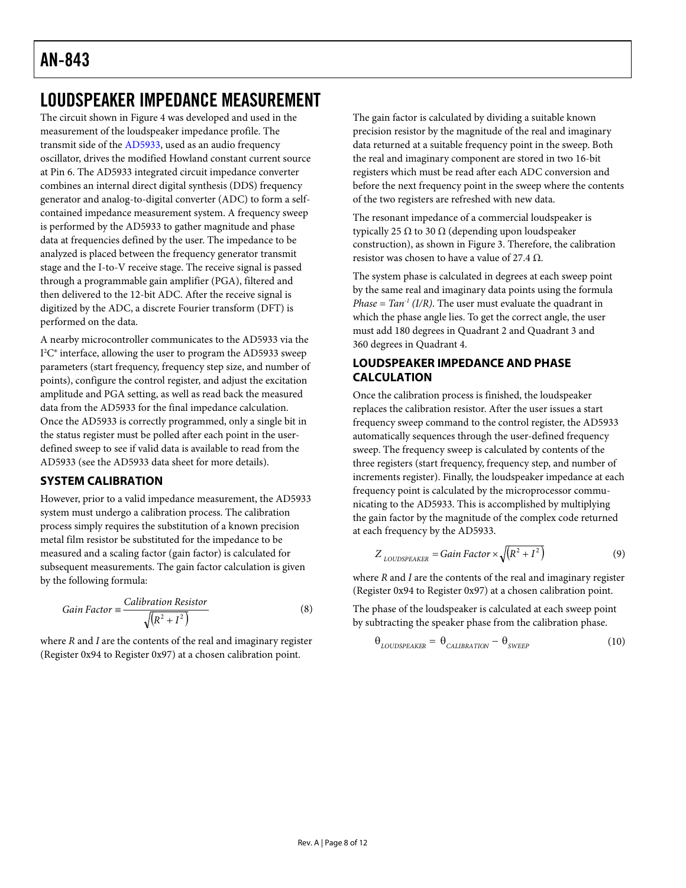## LOUDSPEAKER IMPEDANCE MEASUREMENT

The circuit shown in Figure 4 was developed and used in the measurement of the loudspeaker impedance profile. The transmit side of the AD5933, used as an audio frequency oscillator, drives the modified Howland constant current source at Pin 6. The AD5933 integrated circuit impedance converter combines an internal direct digital synthesis (DDS) frequency generator and analog-to-digital converter (ADC) to form a self-contained impedance measurement system. A frequency sweep is performed by the AD5933 to gather magnitude and phase data at frequencies defined by the user. The impedance to be analyzed is placed between the frequency generator transmit stage and the I-to-V receive stage. The receive signal is passed through a programmable gain amplifier (PGA), filtered and then delivered to the 12-bit ADC. After the receive signal is digitized by the ADC, a discrete Fourier transform (DFT) is performed on the data.

A nearby microcontroller communicates to the AD5933 via the I²C® interface, allowing the user to program the AD5933 sweep parameters (start frequency, frequency step size, and number of points), configure the control register, and adjust the excitation amplitude and PGA setting, as well as read back the measured data from the AD5933 for the final impedance calculation. Once the AD5933 is correctly programmed, only a single bit in the status register must be polled after each point in the user-defined sweep to see if valid data is available to read from the AD5933 (see the AD5933 data sheet for more details).

### SYSTEM CALIBRATION

However, prior to a valid impedance measurement, the AD5933 system must undergo a calibration process. The calibration process simply requires the substitution of a known precision metal film resistor be substituted for the impedance to be measured and a scaling factor (gain factor) is calculated for subsequent measurements. The gain factor calculation is given by the following formula:

$$Gain\ Factor \equiv \frac{Calibration\ Resistor}{\sqrt{\left(R^2 + I^2\right)}} \quad (8)$$

where *R* and *I* are the contents of the real and imaginary register (Register 0x94 to Register 0x97) at a chosen calibration point.

The gain factor is calculated by dividing a suitable known precision resistor by the magnitude of the real and imaginary data returned at a suitable frequency point in the sweep. Both the real and imaginary component are stored in two 16-bit registers which must be read after each ADC conversion and before the next frequency point in the sweep where the contents of the two registers are refreshed with new data.

The resonant impedance of a commercial loudspeaker is typically 25 Ω to 30 Ω (depending upon loudspeaker construction), as shown in Figure 3. Therefore, the calibration resistor was chosen to have a value of 27.4 Ω.

The system phase is calculated in degrees at each sweep point by the same real and imaginary data points using the formula $Phase = Tan^{-1}\ (I/R)$. The user must evaluate the quadrant in which the phase angle lies. To get the correct angle, the user must add 180 degrees in Quadrant 2 and Quadrant 3 and 360 degrees in Quadrant 4.

### LOUDSPEAKER IMPEDANCE AND PHASE CALCULATION

Once the calibration process is finished, the loudspeaker replaces the calibration resistor. After the user issues a start frequency sweep command to the control register, the AD5933 automatically sequences through the user-defined frequency sweep. The frequency sweep is calculated by contents of the three registers (start frequency, frequency step, and number of increments register). Finally, the loudspeaker impedance at each frequency point is calculated by the microprocessor communicating to the AD5933. This is accomplished by multiplying the gain factor by the magnitude of the complex code returned at each frequency by the AD5933.

$$Z_{LOUDSPEAKER} = Gain\ Factor \times \sqrt{\left(R^2 + I^2\right)} \quad (9)$$

where *R* and *I* are the contents of the real and imaginary register (Register 0x94 to Register 0x97) at a chosen calibration point.

The phase of the loudspeaker is calculated at each sweep point by subtracting the speaker phase from the calibration phase.

$$\theta_{LOUDSPEAKER} = \theta_{CALIBRATION} - \theta_{SWEEP} \quad (10)$$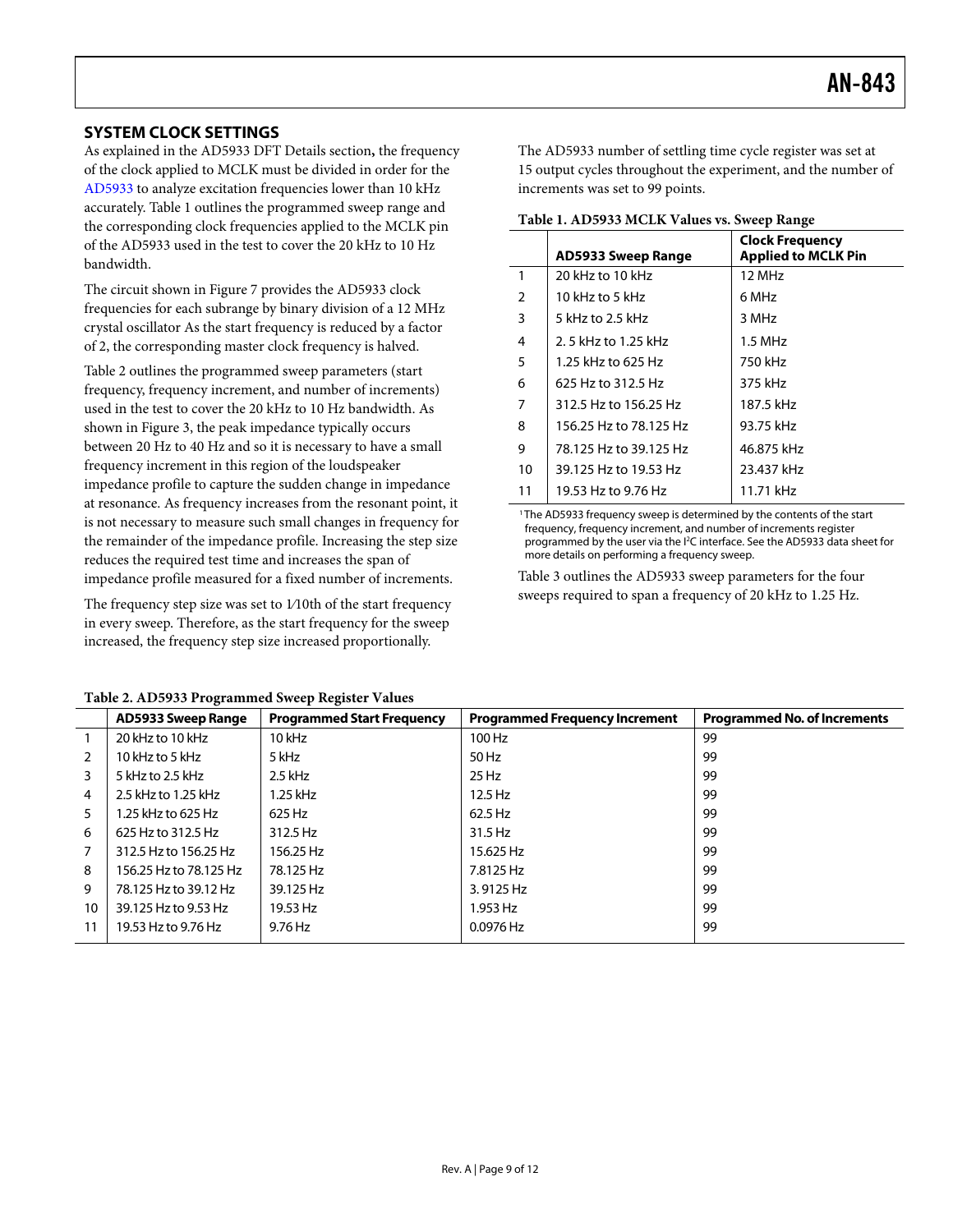## SYSTEM CLOCK SETTINGS

As explained in the AD5933 DFT Details section**,** the frequency of the clock applied to MCLK must be divided in order for the AD5933 to analyze excitation frequencies lower than 10 kHz accurately. Table 1 outlines the programmed sweep range and the corresponding clock frequencies applied to the MCLK pin of the AD5933 used in the test to cover the 20 kHz to 10 Hz bandwidth.

The circuit shown in Figure 7 provides the AD5933 clock frequencies for each subrange by binary division of a 12 MHz crystal oscillator As the start frequency is reduced by a factor of 2, the corresponding master clock frequency is halved.

Table 2 outlines the programmed sweep parameters (start frequency, frequency increment, and number of increments) used in the test to cover the 20 kHz to 10 Hz bandwidth. As shown in Figure 3, the peak impedance typically occurs between 20 Hz to 40 Hz and so it is necessary to have a small frequency increment in this region of the loudspeaker impedance profile to capture the sudden change in impedance at resonance. As frequency increases from the resonant point, it is not necessary to measure such small changes in frequency for the remainder of the impedance profile. Increasing the step size reduces the required test time and increases the span of impedance profile measured for a fixed number of increments.

The frequency step size was set to 1⁄10th of the start frequency in every sweep. Therefore, as the start frequency for the sweep increased, the frequency step size increased proportionally.

The AD5933 number of settling time cycle register was set at 15 output cycles throughout the experiment, and the number of increments was set to 99 points.

**Table 1. AD5933 MCLK Values vs. Sweep Range**

| | AD5933 Sweep Range | Clock Frequency Applied to MCLK Pin |
|---|---|---|
| 1 | 20 kHz to 10 kHz | 12 MHz |
| 2 | 10 kHz to 5 kHz | 6 MHz |
| 3 | 5 kHz to 2.5 kHz | 3 MHz |
| 4 | 2. 5 kHz to 1.25 kHz | 1.5 MHz |
| 5 | 1.25 kHz to 625 Hz | 750 kHz |
| 6 | 625 Hz to 312.5 Hz | 375 kHz |
| 7 | 312.5 Hz to 156.25 Hz | 187.5 kHz |
| 8 | 156.25 Hz to 78.125 Hz | 93.75 kHz |
| 9 | 78.125 Hz to 39.125 Hz | 46.875 kHz |
| 10 | 39.125 Hz to 19.53 Hz | 23.437 kHz |
| 11 | 19.53 Hz to 9.76 Hz | 11.71 kHz |

[1] The AD5933 frequency sweep is determined by the contents of the start frequency, frequency increment, and number of increments register programmed by the user via the I²C interface. See the AD5933 data sheet for more details on performing a frequency sweep.

Table 3 outlines the AD5933 sweep parameters for the four sweeps required to span a frequency of 20 kHz to 1.25 Hz.

**Table 2. AD5933 Programmed Sweep Register Values**

| | AD5933 Sweep Range | Programmed Start Frequency | Programmed Frequency Increment | Programmed No. of Increments |
|---|---|---|---|---|
| 1 | 20 kHz to 10 kHz | 10 kHz | 100 Hz | 99 |
| 2 | 10 kHz to 5 kHz | 5 kHz | 50 Hz | 99 |
| 3 | 5 kHz to 2.5 kHz | 2.5 kHz | 25 Hz | 99 |
| 4 | 2.5 kHz to 1.25 kHz | 1.25 kHz | 12.5 Hz | 99 |
| 5 | 1.25 kHz to 625 Hz | 625 Hz | 62.5 Hz | 99 |
| 6 | 625 Hz to 312.5 Hz | 312.5 Hz | 31.5 Hz | 99 |
| 7 | 312.5 Hz to 156.25 Hz | 156.25 Hz | 15.625 Hz | 99 |
| 8 | 156.25 Hz to 78.125 Hz | 78.125 Hz | 7.8125 Hz | 99 |
| 9 | 78.125 Hz to 39.12 Hz | 39.125 Hz | 3. 9125 Hz | 99 |
| 10 | 39.125 Hz to 9.53 Hz | 19.53 Hz | 1.953 Hz | 99 |
| 11 | 19.53 Hz to 9.76 Hz | 9.76 Hz | 0.0976 Hz | 99 |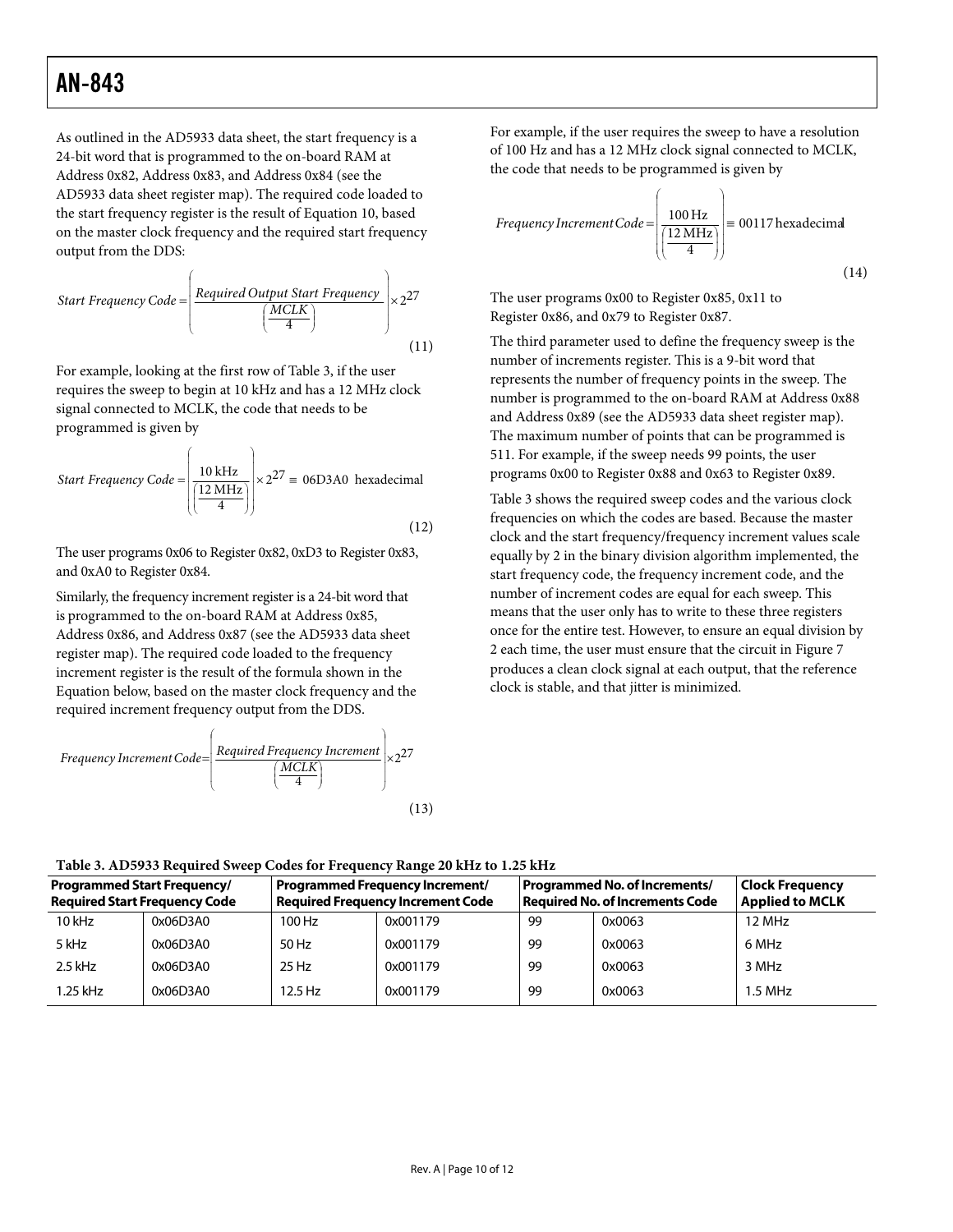As outlined in the AD5933 data sheet, the start frequency is a 24-bit word that is programmed to the on-board RAM at Address 0x82, Address 0x83, and Address 0x84 (see the AD5933 data sheet register map). The required code loaded to the start frequency register is the result of Equation 10, based on the master clock frequency and the required start frequency output from the DDS:

$$Start\ Frequency\ Code = \left( \frac{Required\ Output\ Start\ Frequency}{\left(\frac{MCLK}{4}\right)} \right) \times 2^{27} \tag{11}$$

For example, looking at the first row of Table 3, if the user requires the sweep to begin at 10 kHz and has a 12 MHz clock signal connected to MCLK, the code that needs to be programmed is given by

$$Start\ Frequency\ Code = \left( \frac{10\ \text{kHz}}{\left(\frac{12\ \text{MHz}}{4}\right)} \right) \times 2^{27} \equiv \text{06D3A0 hexadecimal} \tag{12}$$

The user programs 0x06 to Register 0x82, 0xD3 to Register 0x83, and 0xA0 to Register 0x84.

Similarly, the frequency increment register is a 24-bit word that is programmed to the on-board RAM at Address 0x85, Address 0x86, and Address 0x87 (see the AD5933 data sheet register map). The required code loaded to the frequency increment register is the result of the formula shown in the Equation below, based on the master clock frequency and the required increment frequency output from the DDS.

$$Frequency\ Increment\ Code = \left( \frac{Required\ Frequency\ Increment}{\left(\frac{MCLK}{4}\right)} \right) \times 2^{27} \tag{13}$$

For example, if the user requires the sweep to have a resolution of 100 Hz and has a 12 MHz clock signal connected to MCLK, the code that needs to be programmed is given by

$$Frequency\ Increment\ Code = \left( \frac{100\ \text{Hz}}{\left(\frac{12\ \text{MHz}}{4}\right)} \right) \equiv \text{00117 hexadecimal} \tag{14}$$

The user programs 0x00 to Register 0x85, 0x11 to Register 0x86, and 0x79 to Register 0x87.

The third parameter used to define the frequency sweep is the number of increments register. This is a 9-bit word that represents the number of frequency points in the sweep. The number is programmed to the on-board RAM at Address 0x88 and Address 0x89 (see the AD5933 data sheet register map). The maximum number of points that can be programmed is 511. For example, if the sweep needs 99 points, the user programs 0x00 to Register 0x88 and 0x63 to Register 0x89.

Table 3 shows the required sweep codes and the various clock frequencies on which the codes are based. Because the master clock and the start frequency/frequency increment values scale equally by 2 in the binary division algorithm implemented, the start frequency code, the frequency increment code, and the number of increment codes are equal for each sweep. This means that the user only has to write to these three registers once for the entire test. However, to ensure an equal division by 2 each time, the user must ensure that the circuit in Figure 7 produces a clean clock signal at each output, that the reference clock is stable, and that jitter is minimized.

**Table 3. AD5933 Required Sweep Codes for Frequency Range 20 kHz to 1.25 kHz**

| Programmed Start Frequency/ Required Start Frequency Code | | Programmed Frequency Increment/ Required Frequency Increment Code | | Programmed No. of Increments/ Required No. of Increments Code | | Clock Frequency Applied to MCLK |
|---|---|---|---|---|---|---|
| 10 kHz | 0x06D3A0 | 100 Hz | 0x001179 | 99 | 0x0063 | 12 MHz |
| 5 kHz | 0x06D3A0 | 50 Hz | 0x001179 | 99 | 0x0063 | 6 MHz |
| 2.5 kHz | 0x06D3A0 | 25 Hz | 0x001179 | 99 | 0x0063 | 3 MHz |
| 1.25 kHz | 0x06D3A0 | 12.5 Hz | 0x001179 | 99 | 0x0063 | 1.5 MHz |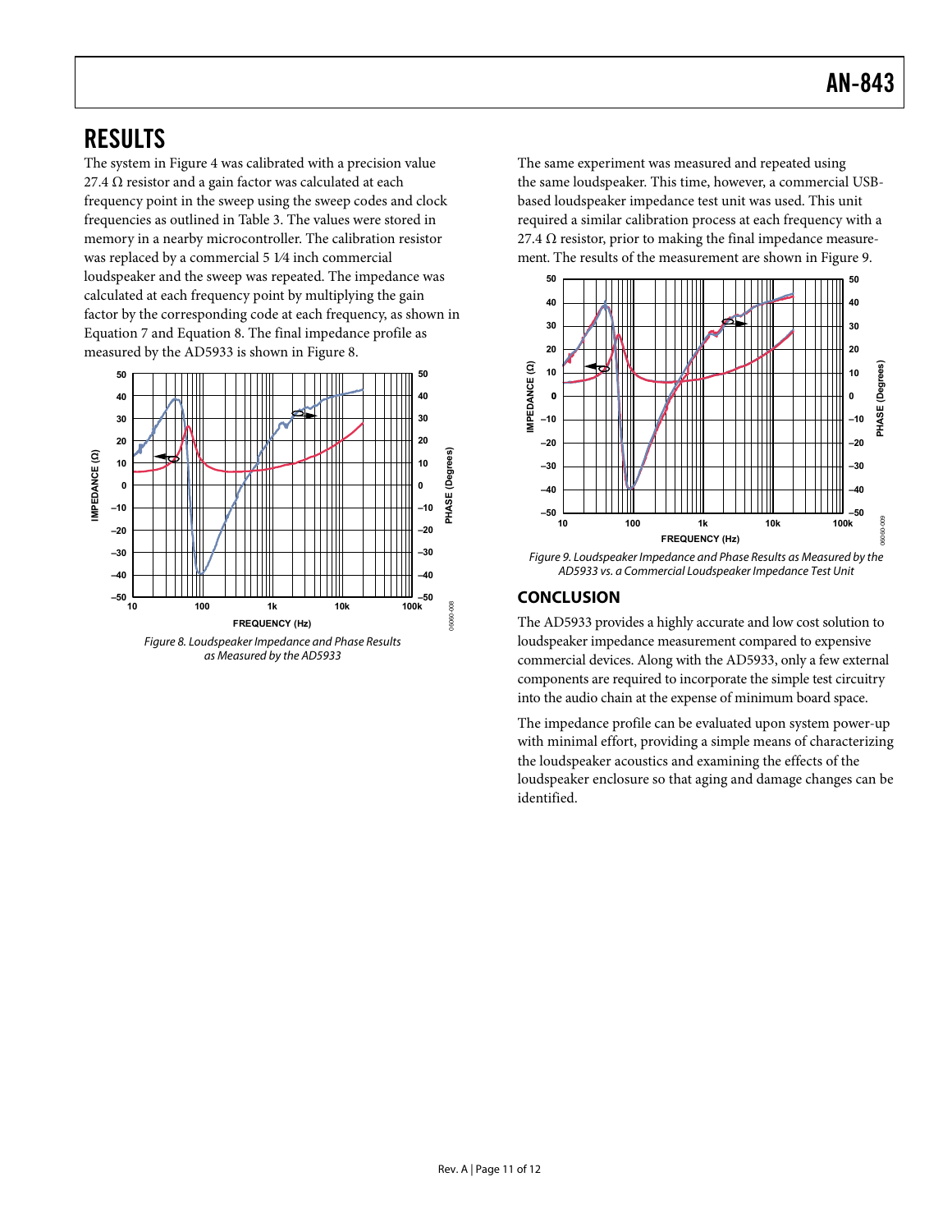## RESULTS

The system in Figure 4 was calibrated with a precision value 27.4 Ω resistor and a gain factor was calculated at each frequency point in the sweep using the sweep codes and clock frequencies as outlined in Table 3. The values were stored in memory in a nearby microcontroller. The calibration resistor was replaced by a commercial 5 1⁄4 inch commercial loudspeaker and the sweep was repeated. The impedance was calculated at each frequency point by multiplying the gain factor by the corresponding code at each frequency, as shown in Equation 7 and Equation 8. The final impedance profile as measured by the AD5933 is shown in Figure 8.

*Figure 8. Loudspeaker Impedance and Phase Results as Measured by the AD5933*

The same experiment was measured and repeated using the same loudspeaker. This time, however, a commercial USB-based loudspeaker impedance test unit was used. This unit required a similar calibration process at each frequency with a 27.4 Ω resistor, prior to making the final impedance measurement. The results of the measurement are shown in Figure 9.

*Figure 9. Loudspeaker Impedance and Phase Results as Measured by the AD5933 vs. a Commercial Loudspeaker Impedance Test Unit*

### CONCLUSION

The AD5933 provides a highly accurate and low cost solution to loudspeaker impedance measurement compared to expensive commercial devices. Along with the AD5933, only a few external components are required to incorporate the simple test circuitry into the audio chain at the expense of minimum board space.

The impedance profile can be evaluated upon system power-up with minimal effort, providing a simple means of characterizing the loudspeaker acoustics and examining the effects of the loudspeaker enclosure so that aging and damage changes can be identified.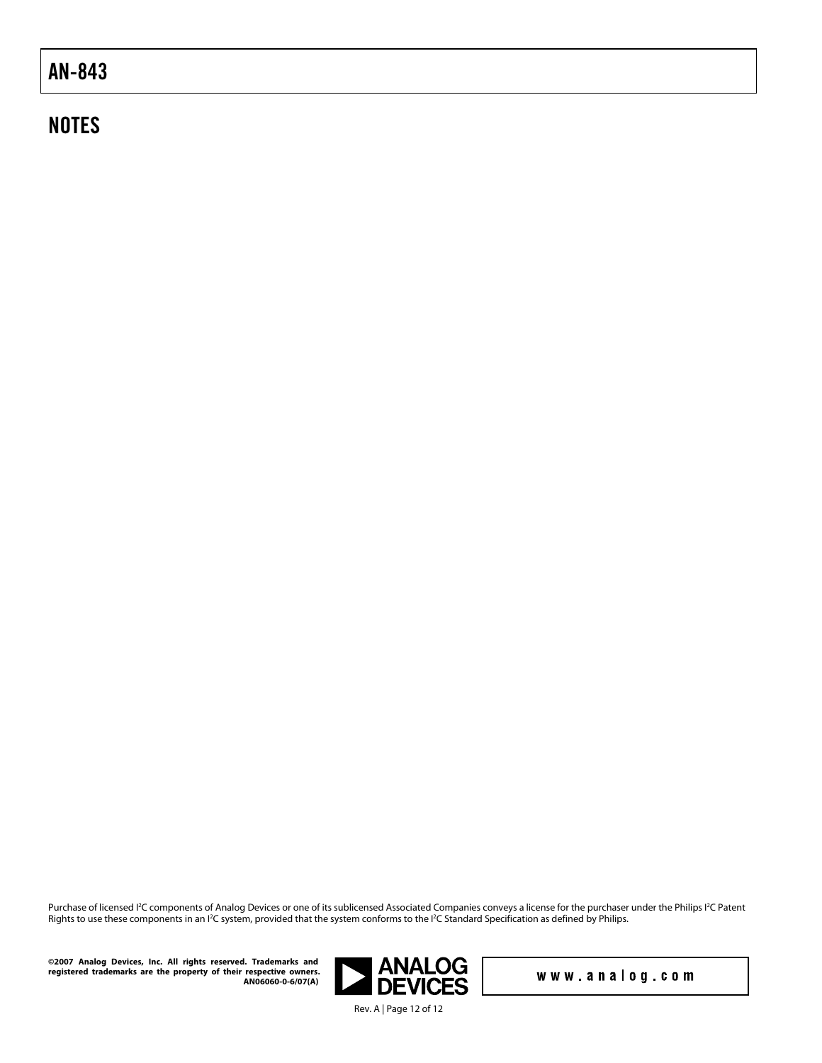## NOTES

Purchase of licensed I$^2$C components of Analog Devices or one of its sublicensed Associated Companies conveys a license for the purchaser under the Philips I$^2$C Patent Rights to use these components in an I$^2$C system, provided that the system conforms to the I$^2$C Standard Specification as defined by Philips.

**©2007 Analog Devices, Inc. All rights reserved. Trademarks and registered trademarks are the property of their respective owners.**
**AN06060-0-6/07(A)**

ANALOG DEVICES

www.analog.com